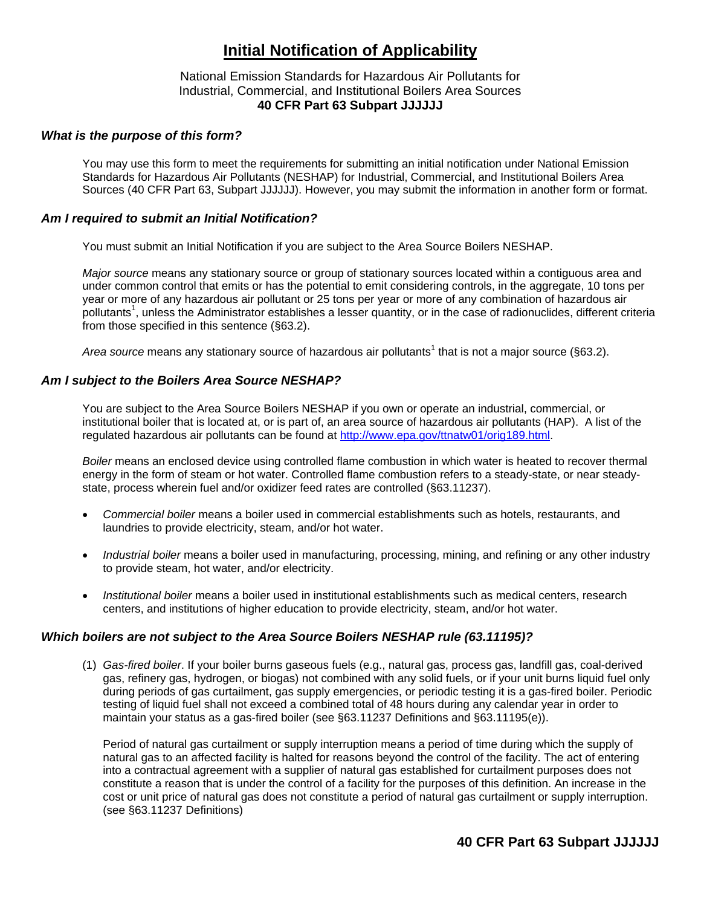# Initial Notification of Applicability

National Emission Standards for Hazardous Air Pollutants for
Industrial, Commercial, and Institutional Boilers Area Sources
**40 CFR Part 63 Subpart JJJJJJ**

### *What is the purpose of this form?*

You may use this form to meet the requirements for submitting an initial notification under National Emission Standards for Hazardous Air Pollutants (NESHAP) for Industrial, Commercial, and Institutional Boilers Area Sources (40 CFR Part 63, Subpart JJJJJJ). However, you may submit the information in another form or format.

### *Am I required to submit an Initial Notification?*

You must submit an Initial Notification if you are subject to the Area Source Boilers NESHAP.

*Major source* means any stationary source or group of stationary sources located within a contiguous area and under common control that emits or has the potential to emit considering controls, in the aggregate, 10 tons per year or more of any hazardous air pollutant or 25 tons per year or more of any combination of hazardous air pollutants[1], unless the Administrator establishes a lesser quantity, or in the case of radionuclides, different criteria from those specified in this sentence (§63.2).

*Area source* means any stationary source of hazardous air pollutants[1] that is not a major source (§63.2).

### *Am I subject to the Boilers Area Source NESHAP?*

You are subject to the Area Source Boilers NESHAP if you own or operate an industrial, commercial, or institutional boiler that is located at, or is part of, an area source of hazardous air pollutants (HAP). A list of the regulated hazardous air pollutants can be found at http://www.epa.gov/ttnatw01/orig189.html.

*Boiler* means an enclosed device using controlled flame combustion in which water is heated to recover thermal energy in the form of steam or hot water. Controlled flame combustion refers to a steady-state, or near steady-state, process wherein fuel and/or oxidizer feed rates are controlled (§63.11237).

- *Commercial boiler* means a boiler used in commercial establishments such as hotels, restaurants, and laundries to provide electricity, steam, and/or hot water.
- *Industrial boiler* means a boiler used in manufacturing, processing, mining, and refining or any other industry to provide steam, hot water, and/or electricity.
- *Institutional boiler* means a boiler used in institutional establishments such as medical centers, research centers, and institutions of higher education to provide electricity, steam, and/or hot water.

### *Which boilers are not subject to the Area Source Boilers NESHAP rule (63.11195)?*

(1) *Gas-fired boiler*. If your boiler burns gaseous fuels (e.g., natural gas, process gas, landfill gas, coal-derived gas, refinery gas, hydrogen, or biogas) not combined with any solid fuels, or if your unit burns liquid fuel only during periods of gas curtailment, gas supply emergencies, or periodic testing it is a gas-fired boiler. Periodic testing of liquid fuel shall not exceed a combined total of 48 hours during any calendar year in order to maintain your status as a gas-fired boiler (see §63.11237 Definitions and §63.11195(e)).

Period of natural gas curtailment or supply interruption means a period of time during which the supply of natural gas to an affected facility is halted for reasons beyond the control of the facility. The act of entering into a contractual agreement with a supplier of natural gas established for curtailment purposes does not constitute a reason that is under the control of a facility for the purposes of this definition. An increase in the cost or unit price of natural gas does not constitute a period of natural gas curtailment or supply interruption. (see §63.11237 Definitions)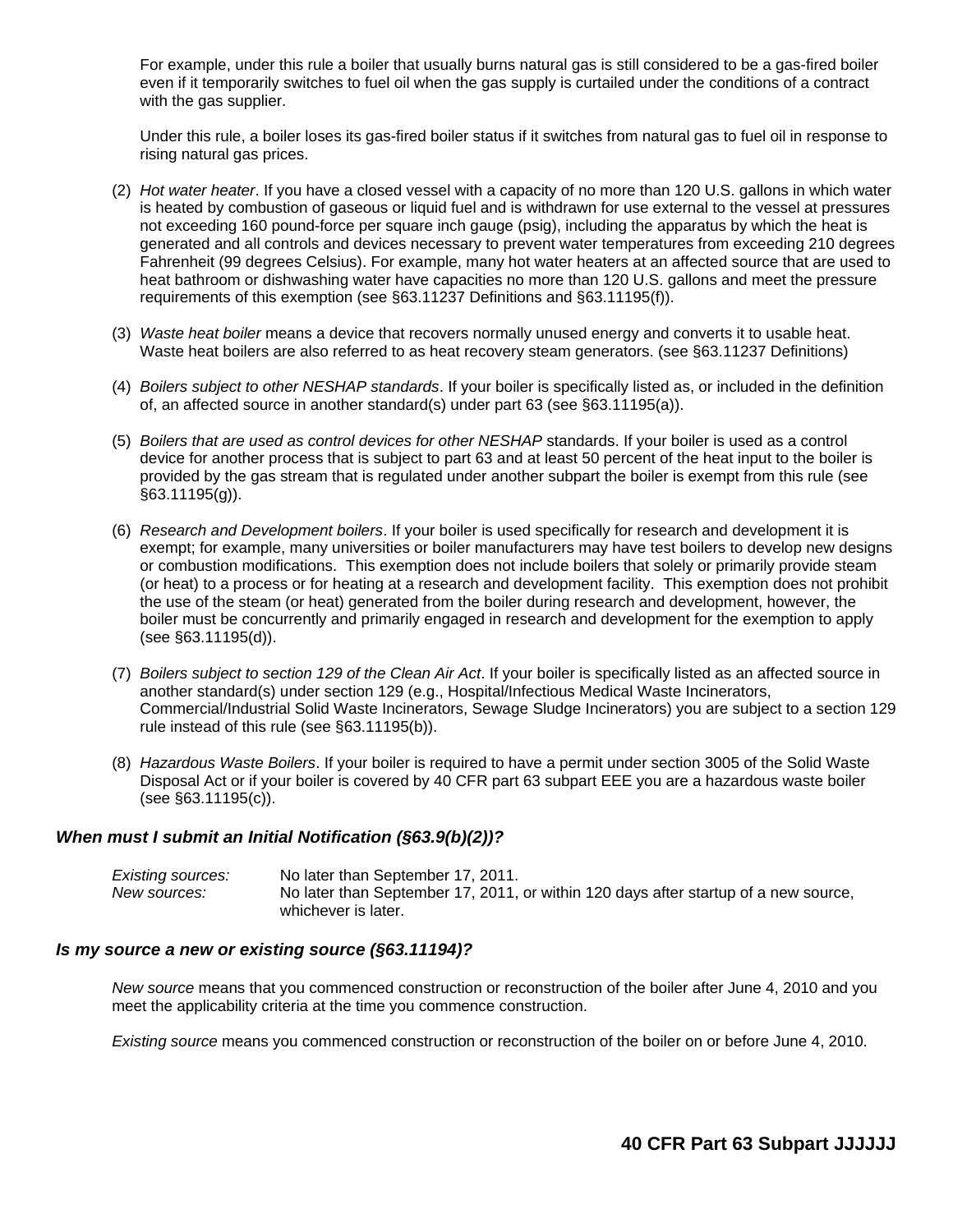For example, under this rule a boiler that usually burns natural gas is still considered to be a gas-fired boiler even if it temporarily switches to fuel oil when the gas supply is curtailed under the conditions of a contract with the gas supplier.

Under this rule, a boiler loses its gas-fired boiler status if it switches from natural gas to fuel oil in response to rising natural gas prices.

(2) *Hot water heater*. If you have a closed vessel with a capacity of no more than 120 U.S. gallons in which water is heated by combustion of gaseous or liquid fuel and is withdrawn for use external to the vessel at pressures not exceeding 160 pound-force per square inch gauge (psig), including the apparatus by which the heat is generated and all controls and devices necessary to prevent water temperatures from exceeding 210 degrees Fahrenheit (99 degrees Celsius). For example, many hot water heaters at an affected source that are used to heat bathroom or dishwashing water have capacities no more than 120 U.S. gallons and meet the pressure requirements of this exemption (see §63.11237 Definitions and §63.11195(f)).

(3) *Waste heat boiler* means a device that recovers normally unused energy and converts it to usable heat. Waste heat boilers are also referred to as heat recovery steam generators. (see §63.11237 Definitions)

(4) *Boilers subject to other NESHAP standards*. If your boiler is specifically listed as, or included in the definition of, an affected source in another standard(s) under part 63 (see §63.11195(a)).

(5) *Boilers that are used as control devices for other NESHAP* standards. If your boiler is used as a control device for another process that is subject to part 63 and at least 50 percent of the heat input to the boiler is provided by the gas stream that is regulated under another subpart the boiler is exempt from this rule (see §63.11195(g)).

(6) *Research and Development boilers*. If your boiler is used specifically for research and development it is exempt; for example, many universities or boiler manufacturers may have test boilers to develop new designs or combustion modifications. This exemption does not include boilers that solely or primarily provide steam (or heat) to a process or for heating at a research and development facility. This exemption does not prohibit the use of the steam (or heat) generated from the boiler during research and development, however, the boiler must be concurrently and primarily engaged in research and development for the exemption to apply (see §63.11195(d)).

(7) *Boilers subject to section 129 of the Clean Air Act*. If your boiler is specifically listed as an affected source in another standard(s) under section 129 (e.g., Hospital/Infectious Medical Waste Incinerators, Commercial/Industrial Solid Waste Incinerators, Sewage Sludge Incinerators) you are subject to a section 129 rule instead of this rule (see §63.11195(b)).

(8) *Hazardous Waste Boilers*. If your boiler is required to have a permit under section 3005 of the Solid Waste Disposal Act or if your boiler is covered by 40 CFR part 63 subpart EEE you are a hazardous waste boiler (see §63.11195(c)).

### *When must I submit an Initial Notification (§63.9(b)(2))?*

*Existing sources:* No later than September 17, 2011.
*New sources:* No later than September 17, 2011, or within 120 days after startup of a new source, whichever is later.

### *Is my source a new or existing source (§63.11194)?*

*New source* means that you commenced construction or reconstruction of the boiler after June 4, 2010 and you meet the applicability criteria at the time you commence construction.

*Existing source* means you commenced construction or reconstruction of the boiler on or before June 4, 2010.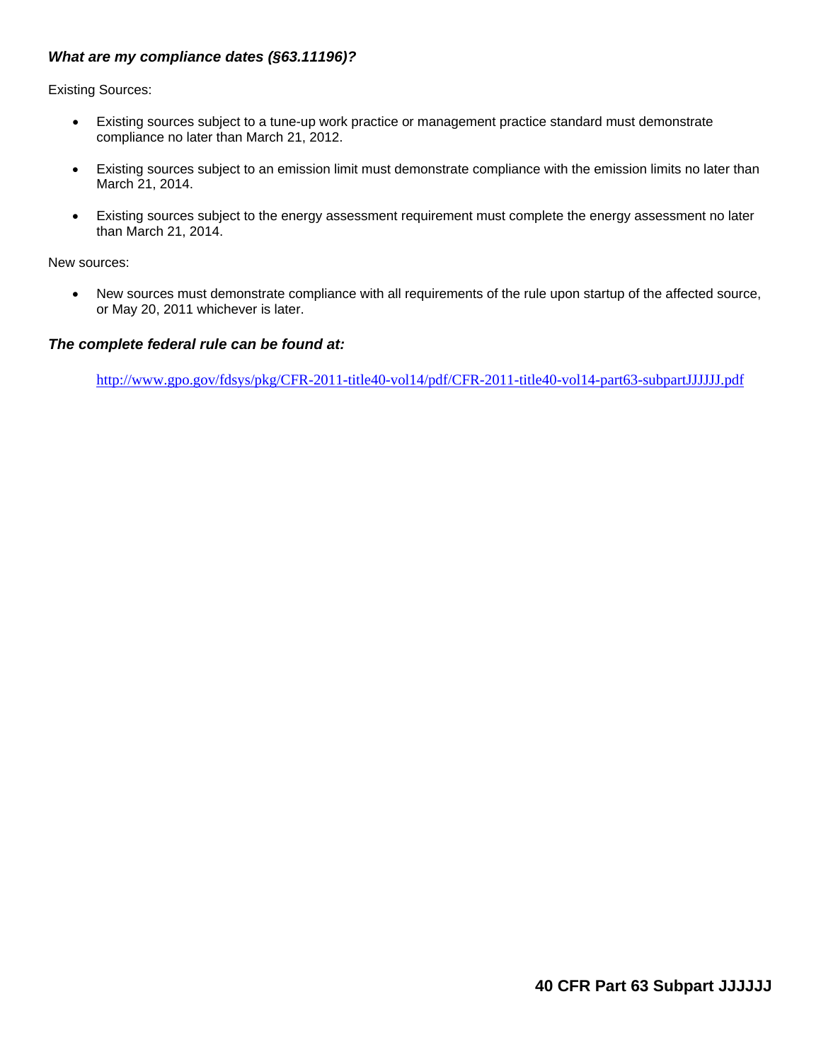### ***What are my compliance dates (§63.11196)?***

Existing Sources:

- Existing sources subject to a tune-up work practice or management practice standard must demonstrate compliance no later than March 21, 2012.
- Existing sources subject to an emission limit must demonstrate compliance with the emission limits no later than March 21, 2014.
- Existing sources subject to the energy assessment requirement must complete the energy assessment no later than March 21, 2014.

New sources:

- New sources must demonstrate compliance with all requirements of the rule upon startup of the affected source, or May 20, 2011 whichever is later.

### ***The complete federal rule can be found at:***

http://www.gpo.gov/fdsys/pkg/CFR-2011-title40-vol14/pdf/CFR-2011-title40-vol14-part63-subpartJJJJJJ.pdf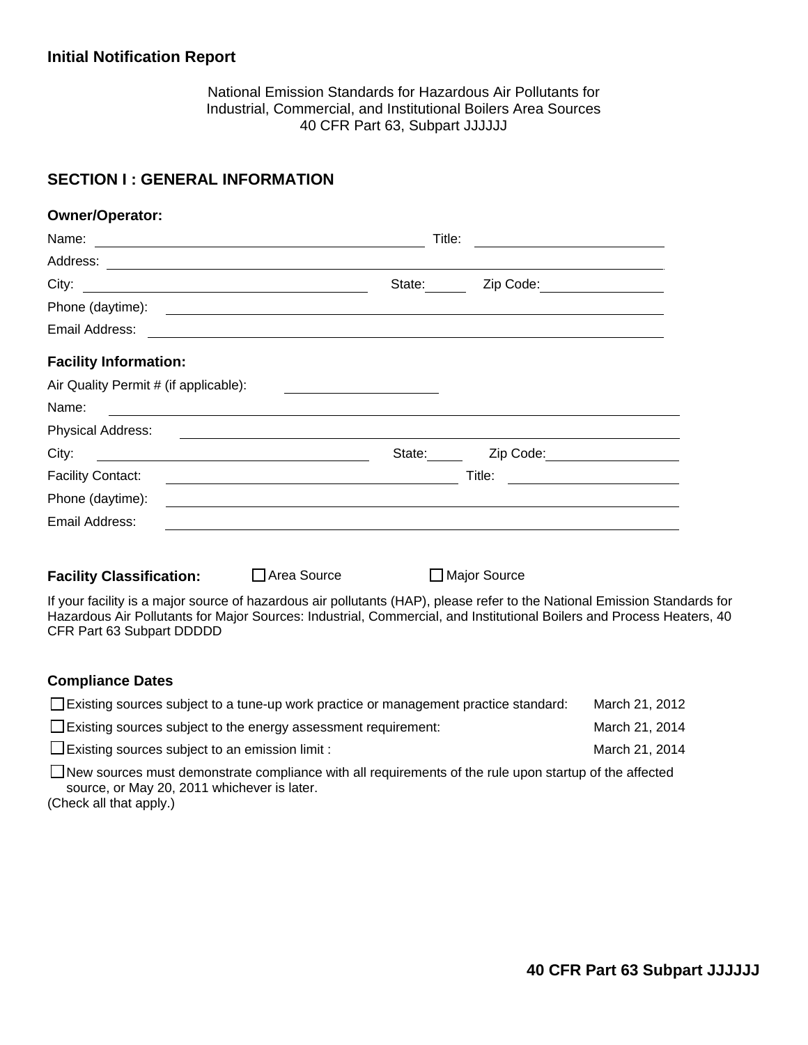**Initial Notification Report**

National Emission Standards for Hazardous Air Pollutants for
Industrial, Commercial, and Institutional Boilers Area Sources
40 CFR Part 63, Subpart JJJJJJ

## SECTION I : GENERAL INFORMATION

**Owner/Operator:**

Name: ______________________ Title: ______________________

Address: ______________________

City: ______________________ State: ______ Zip Code: ______________

Phone (daytime): ______________________

Email Address: ______________________

**Facility Information:**

Air Quality Permit # (if applicable): ______________

Name: ______________________

Physical Address: ______________________

City: ______________________ State: ______ Zip Code: ______________

Facility Contact: ______________________ Title: ______________________

Phone (daytime): ______________________

Email Address: ______________________

**Facility Classification:** ☐ Area Source ☐ Major Source

If your facility is a major source of hazardous air pollutants (HAP), please refer to the National Emission Standards for Hazardous Air Pollutants for Major Sources: Industrial, Commercial, and Institutional Boilers and Process Heaters, 40 CFR Part 63 Subpart DDDDD

**Compliance Dates**

☐ Existing sources subject to a tune-up work practice or management practice standard: March 21, 2012

☐ Existing sources subject to the energy assessment requirement: March 21, 2014

☐ Existing sources subject to an emission limit : March 21, 2014

☐ New sources must demonstrate compliance with all requirements of the rule upon startup of the affected source, or May 20, 2011 whichever is later.

(Check all that apply.)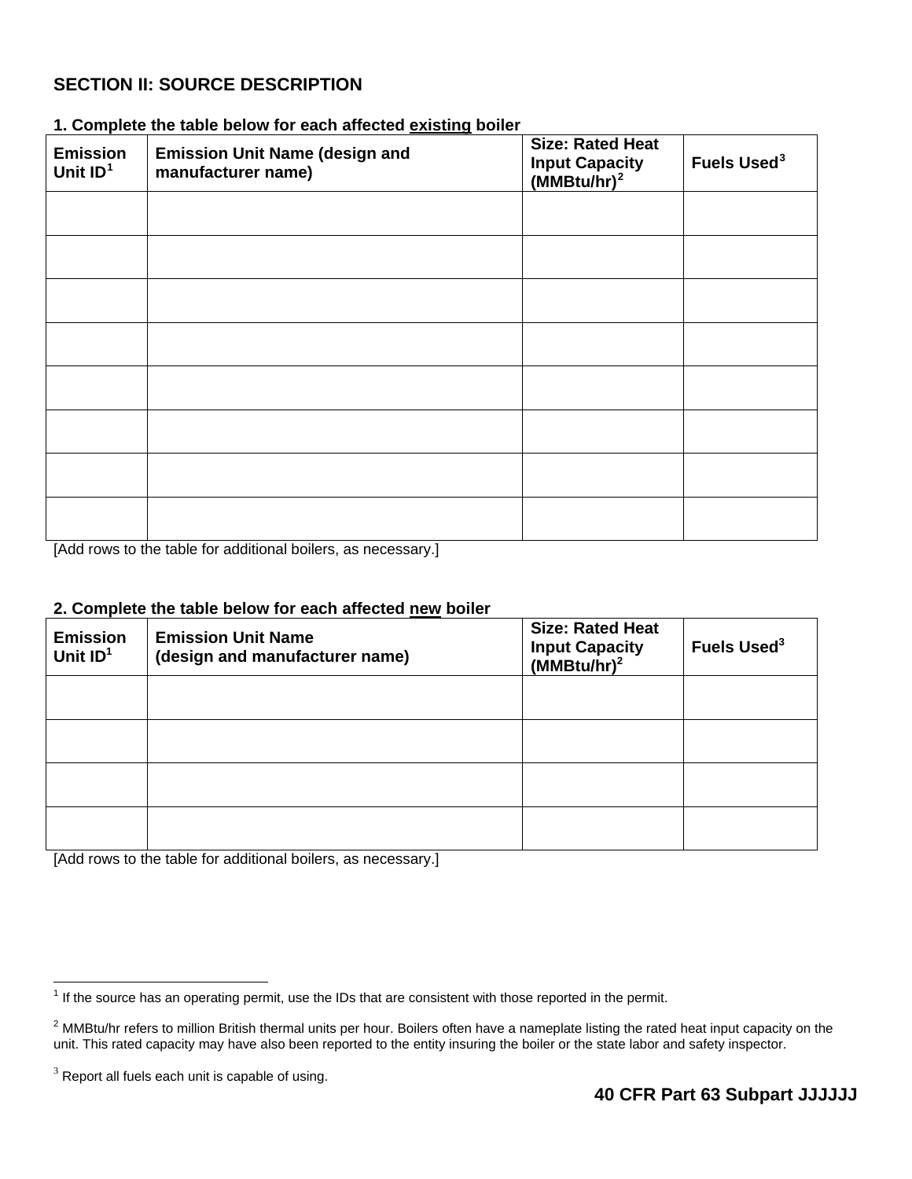## SECTION II: SOURCE DESCRIPTION

**1. Complete the table below for each affected existing boiler**

| Emission Unit ID[1] | Emission Unit Name (design and manufacturer name) | Size: Rated Heat Input Capacity (MMBtu/hr)[2] | Fuels Used[3] |
|---|---|---|---|
| | | | |
| | | | |
| | | | |
| | | | |
| | | | |
| | | | |
| | | | |
| | | | |

[Add rows to the table for additional boilers, as necessary.]

**2. Complete the table below for each affected new boiler**

| Emission Unit ID[1] | Emission Unit Name (design and manufacturer name) | Size: Rated Heat Input Capacity (MMBtu/hr)[2] | Fuels Used[3] |
|---|---|---|---|
| | | | |
| | | | |
| | | | |
| | | | |

[Add rows to the table for additional boilers, as necessary.]

[1] If the source has an operating permit, use the IDs that are consistent with those reported in the permit.

[2] MMBtu/hr refers to million British thermal units per hour. Boilers often have a nameplate listing the rated heat input capacity on the unit. This rated capacity may have also been reported to the entity insuring the boiler or the state labor and safety inspector.

[3] Report all fuels each unit is capable of using.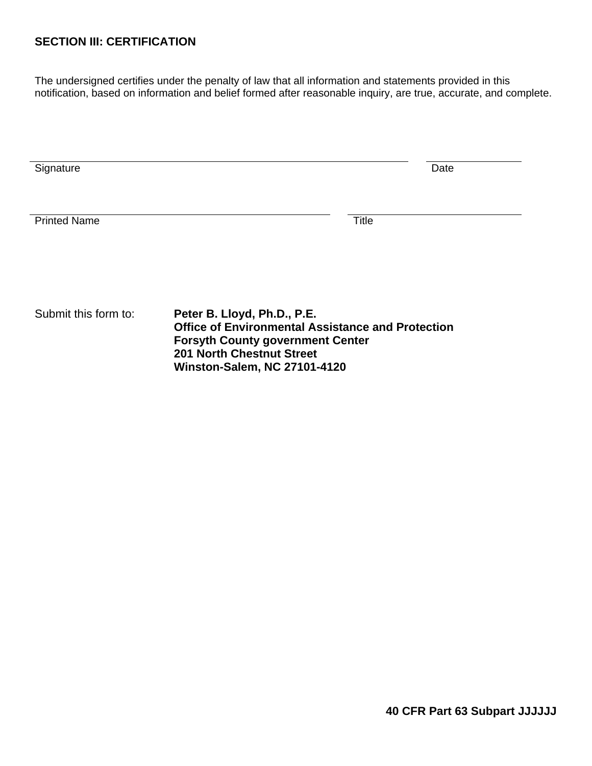## SECTION III: CERTIFICATION

The undersigned certifies under the penalty of law that all information and statements provided in this notification, based on information and belief formed after reasonable inquiry, are true, accurate, and complete.

______________________________________________ ____________

Signature Date

______________________________________ ____________________

Printed Name Title

Submit this form to:

**Peter B. Lloyd, Ph.D., P.E.**
**Office of Environmental Assistance and Protection**
**Forsyth County government Center**
**201 North Chestnut Street**
**Winston-Salem, NC 27101-4120**

**40 CFR Part 63 Subpart JJJJJJ**